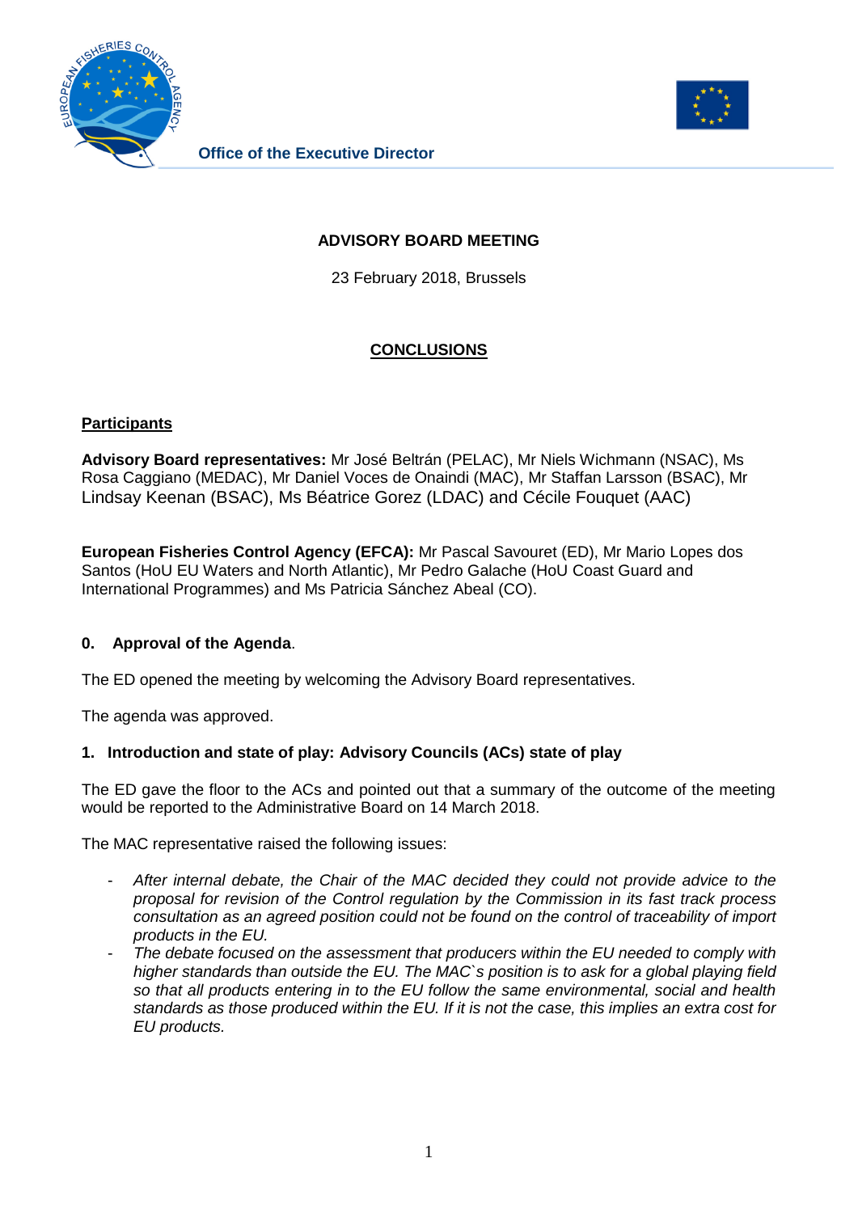Office of the Executive Director

**ADVISORY BOARD MEETING**

23 February 2018, Brussels

**CONCLUSIONS**

**Participants**

**Advisory Board representatives:** Mr José Beltrán (PELAC), Mr Niels Wichmann (NSAC), Ms Rosa Caggiano (MEDAC), Mr Daniel Voces de Onaindi (MAC), Mr Staffan Larsson (BSAC), Mr Lindsay Keenan (BSAC), Ms Béatrice Gorez (LDAC) and Cécile Fouquet (AAC)

**European Fisheries Control Agency (EFCA):** Mr Pascal Savouret (ED), Mr Mario Lopes dos Santos (HoU EU Waters and North Atlantic), Mr Pedro Galache (HoU Coast Guard and International Programmes) and Ms Patricia Sánchez Abeal (CO).

## 0. Approval of the Agenda.

The ED opened the meeting by welcoming the Advisory Board representatives.

The agenda was approved.

## 1. Introduction and state of play: Advisory Councils (ACs) state of play

The ED gave the floor to the ACs and pointed out that a summary of the outcome of the meeting would be reported to the Administrative Board on 14 March 2018.

The MAC representative raised the following issues:

- *After internal debate, the Chair of the MAC decided they could not provide advice to the proposal for revision of the Control regulation by the Commission in its fast track process consultation as an agreed position could not be found on the control of traceability of import products in the EU.*
- *The debate focused on the assessment that producers within the EU needed to comply with higher standards than outside the EU. The MAC`s position is to ask for a global playing field so that all products entering in to the EU follow the same environmental, social and health standards as those produced within the EU. If it is not the case, this implies an extra cost for EU products.*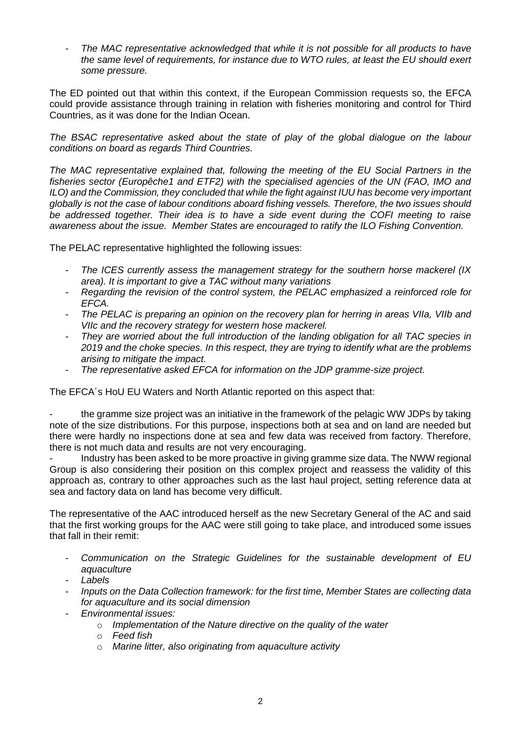- *The MAC representative acknowledged that while it is not possible for all products to have the same level of requirements, for instance due to WTO rules, at least the EU should exert some pressure.*

The ED pointed out that within this context, if the European Commission requests so, the EFCA could provide assistance through training in relation with fisheries monitoring and control for Third Countries, as it was done for the Indian Ocean.

*The BSAC representative asked about the state of play of the global dialogue on the labour conditions on board as regards Third Countries.*

*The MAC representative explained that, following the meeting of the EU Social Partners in the fisheries sector (Europêche1 and ETF2) with the specialised agencies of the UN (FAO, IMO and ILO) and the Commission, they concluded that while the fight against IUU has become very important globally is not the case of labour conditions aboard fishing vessels. Therefore, the two issues should be addressed together. Their idea is to have a side event during the COFI meeting to raise awareness about the issue. Member States are encouraged to ratify the ILO Fishing Convention.*

The PELAC representative highlighted the following issues:

- *The ICES currently assess the management strategy for the southern horse mackerel (IX area). It is important to give a TAC without many variations*
- *Regarding the revision of the control system, the PELAC emphasized a reinforced role for EFCA.*
- *The PELAC is preparing an opinion on the recovery plan for herring in areas VIIa, VIIb and VIIc and the recovery strategy for western hose mackerel.*
- *They are worried about the full introduction of the landing obligation for all TAC species in 2019 and the choke species. In this respect, they are trying to identify what are the problems arising to mitigate the impact.*
- *The representative asked EFCA for information on the JDP gramme-size project.*

The EFCA´s HoU EU Waters and North Atlantic reported on this aspect that:

- the gramme size project was an initiative in the framework of the pelagic WW JDPs by taking note of the size distributions. For this purpose, inspections both at sea and on land are needed but there were hardly no inspections done at sea and few data was received from factory. Therefore, there is not much data and results are not very encouraging.
- Industry has been asked to be more proactive in giving gramme size data. The NWW regional Group is also considering their position on this complex project and reassess the validity of this approach as, contrary to other approaches such as the last haul project, setting reference data at sea and factory data on land has become very difficult.

The representative of the AAC introduced herself as the new Secretary General of the AC and said that the first working groups for the AAC were still going to take place, and introduced some issues that fall in their remit:

- *Communication on the Strategic Guidelines for the sustainable development of EU aquaculture*
- *Labels*
- *Inputs on the Data Collection framework: for the first time, Member States are collecting data for aquaculture and its social dimension*
- *Environmental issues:*
  - *Implementation of the Nature directive on the quality of the water*
  - *Feed fish*
  - *Marine litter, also originating from aquaculture activity*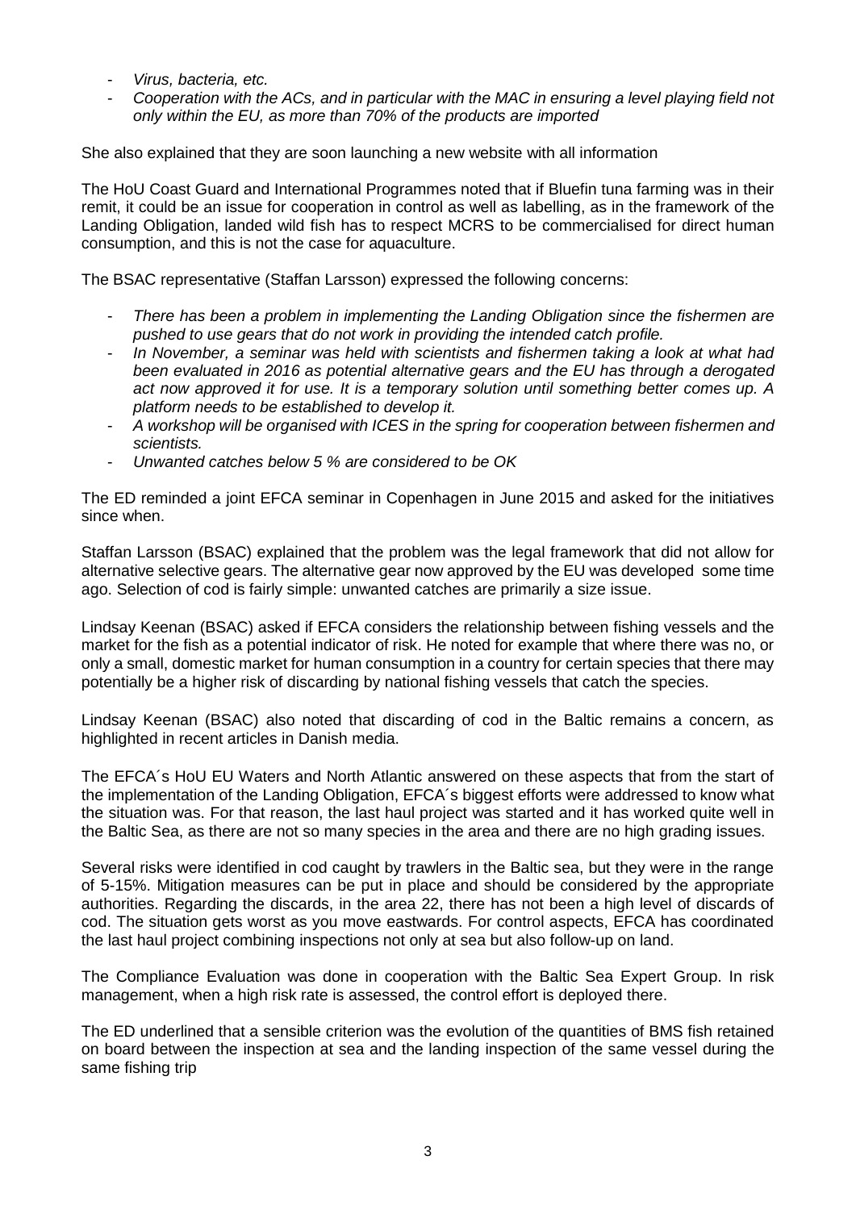- *Virus, bacteria, etc.*
- *Cooperation with the ACs, and in particular with the MAC in ensuring a level playing field not only within the EU, as more than 70% of the products are imported*

She also explained that they are soon launching a new website with all information

The HoU Coast Guard and International Programmes noted that if Bluefin tuna farming was in their remit, it could be an issue for cooperation in control as well as labelling, as in the framework of the Landing Obligation, landed wild fish has to respect MCRS to be commercialised for direct human consumption, and this is not the case for aquaculture.

The BSAC representative (Staffan Larsson) expressed the following concerns:

- *There has been a problem in implementing the Landing Obligation since the fishermen are pushed to use gears that do not work in providing the intended catch profile.*
- *In November, a seminar was held with scientists and fishermen taking a look at what had been evaluated in 2016 as potential alternative gears and the EU has through a derogated act now approved it for use. It is a temporary solution until something better comes up. A platform needs to be established to develop it.*
- *A workshop will be organised with ICES in the spring for cooperation between fishermen and scientists.*
- *Unwanted catches below 5 % are considered to be OK*

The ED reminded a joint EFCA seminar in Copenhagen in June 2015 and asked for the initiatives since when.

Staffan Larsson (BSAC) explained that the problem was the legal framework that did not allow for alternative selective gears. The alternative gear now approved by the EU was developed some time ago. Selection of cod is fairly simple: unwanted catches are primarily a size issue.

Lindsay Keenan (BSAC) asked if EFCA considers the relationship between fishing vessels and the market for the fish as a potential indicator of risk. He noted for example that where there was no, or only a small, domestic market for human consumption in a country for certain species that there may potentially be a higher risk of discarding by national fishing vessels that catch the species.

Lindsay Keenan (BSAC) also noted that discarding of cod in the Baltic remains a concern, as highlighted in recent articles in Danish media.

The EFCA´s HoU EU Waters and North Atlantic answered on these aspects that from the start of the implementation of the Landing Obligation, EFCA´s biggest efforts were addressed to know what the situation was. For that reason, the last haul project was started and it has worked quite well in the Baltic Sea, as there are not so many species in the area and there are no high grading issues.

Several risks were identified in cod caught by trawlers in the Baltic sea, but they were in the range of 5-15%. Mitigation measures can be put in place and should be considered by the appropriate authorities. Regarding the discards, in the area 22, there has not been a high level of discards of cod. The situation gets worst as you move eastwards. For control aspects, EFCA has coordinated the last haul project combining inspections not only at sea but also follow-up on land.

The Compliance Evaluation was done in cooperation with the Baltic Sea Expert Group. In risk management, when a high risk rate is assessed, the control effort is deployed there.

The ED underlined that a sensible criterion was the evolution of the quantities of BMS fish retained on board between the inspection at sea and the landing inspection of the same vessel during the same fishing trip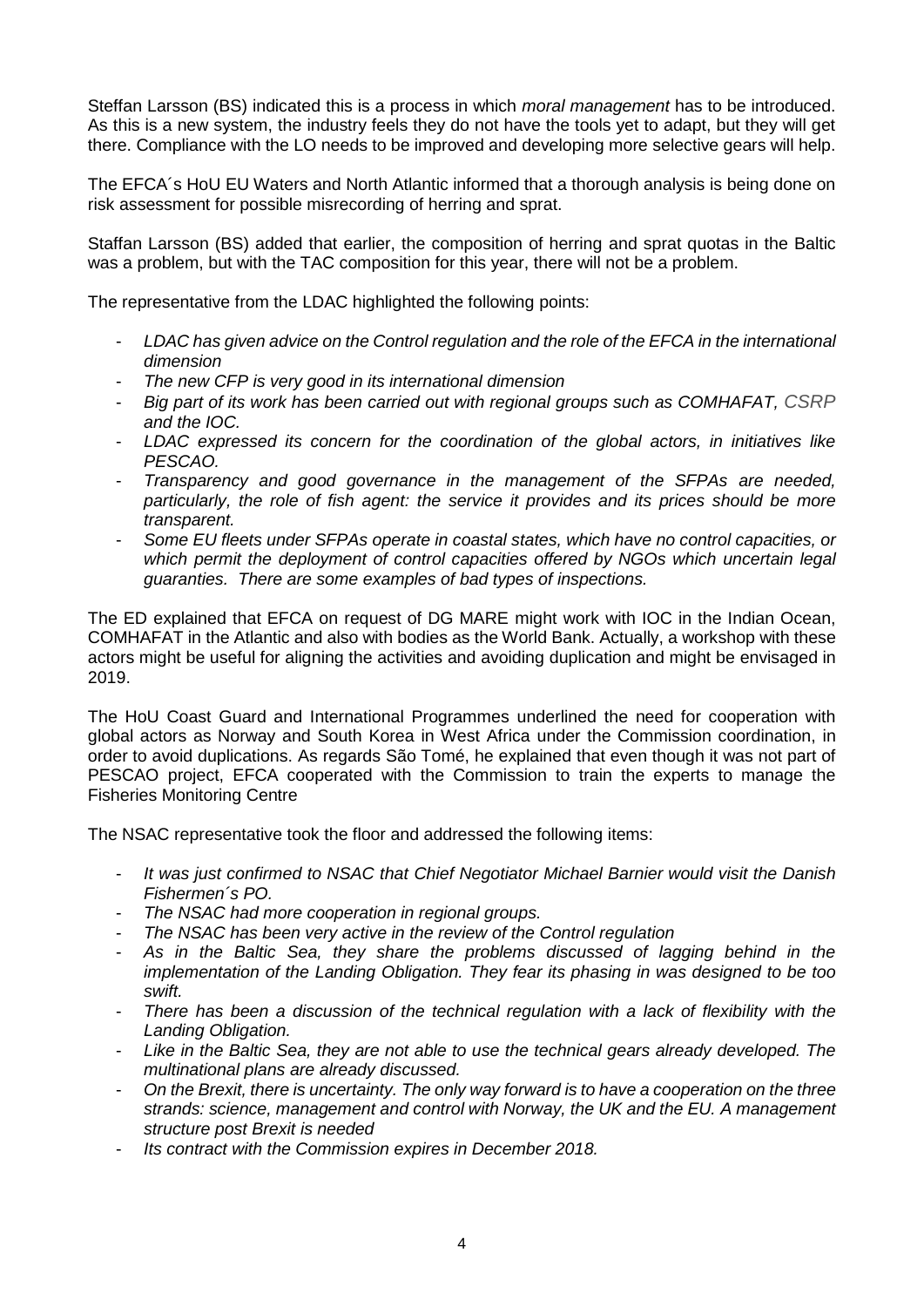Steffan Larsson (BS) indicated this is a process in which *moral management* has to be introduced. As this is a new system, the industry feels they do not have the tools yet to adapt, but they will get there. Compliance with the LO needs to be improved and developing more selective gears will help.

The EFCA´s HoU EU Waters and North Atlantic informed that a thorough analysis is being done on risk assessment for possible misrecording of herring and sprat.

Staffan Larsson (BS) added that earlier, the composition of herring and sprat quotas in the Baltic was a problem, but with the TAC composition for this year, there will not be a problem.

The representative from the LDAC highlighted the following points:

- *LDAC has given advice on the Control regulation and the role of the EFCA in the international dimension*
- *The new CFP is very good in its international dimension*
- *Big part of its work has been carried out with regional groups such as COMHAFAT, CSRP and the IOC.*
- *LDAC expressed its concern for the coordination of the global actors, in initiatives like PESCAO.*
- *Transparency and good governance in the management of the SFPAs are needed, particularly, the role of fish agent: the service it provides and its prices should be more transparent.*
- *Some EU fleets under SFPAs operate in coastal states, which have no control capacities, or which permit the deployment of control capacities offered by NGOs which uncertain legal guarantees. There are some examples of bad types of inspections.*

The ED explained that EFCA on request of DG MARE might work with IOC in the Indian Ocean, COMHAFAT in the Atlantic and also with bodies as the World Bank. Actually, a workshop with these actors might be useful for aligning the activities and avoiding duplication and might be envisaged in 2019.

The HoU Coast Guard and International Programmes underlined the need for cooperation with global actors as Norway and South Korea in West Africa under the Commission coordination, in order to avoid duplications. As regards São Tomé, he explained that even though it was not part of PESCAO project, EFCA cooperated with the Commission to train the experts to manage the Fisheries Monitoring Centre

The NSAC representative took the floor and addressed the following items:

- *It was just confirmed to NSAC that Chief Negotiator Michael Barnier would visit the Danish Fishermen´s PO.*
- *The NSAC had more cooperation in regional groups.*
- *The NSAC has been very active in the review of the Control regulation*
- *As in the Baltic Sea, they share the problems discussed of lagging behind in the implementation of the Landing Obligation. They fear its phasing in was designed to be too swift.*
- *There has been a discussion of the technical regulation with a lack of flexibility with the Landing Obligation.*
- *Like in the Baltic Sea, they are not able to use the technical gears already developed. The multinational plans are already discussed.*
- *On the Brexit, there is uncertainty. The only way forward is to have a cooperation on the three strands: science, management and control with Norway, the UK and the EU. A management structure post Brexit is needed*
- *Its contract with the Commission expires in December 2018.*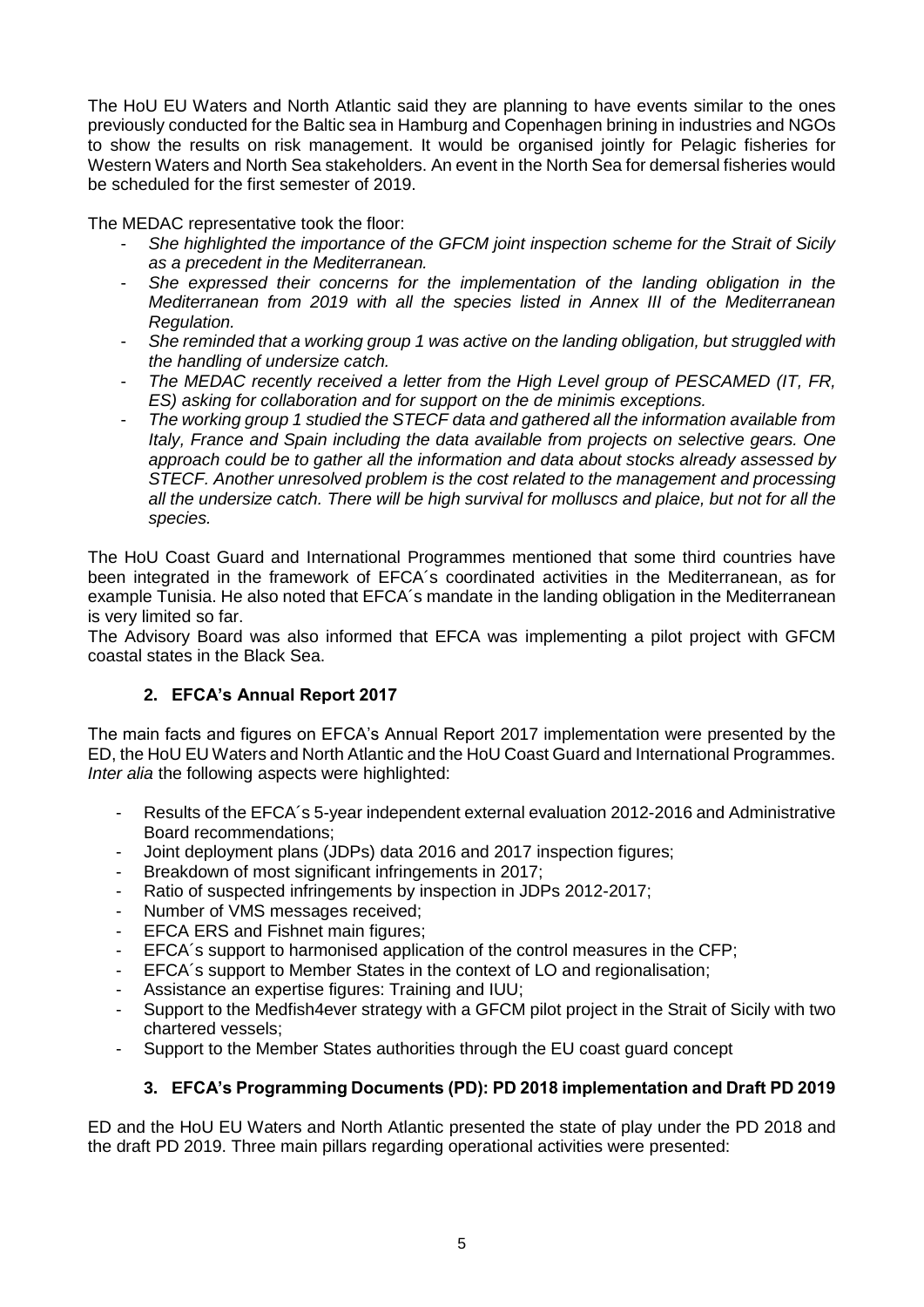The HoU EU Waters and North Atlantic said they are planning to have events similar to the ones previously conducted for the Baltic sea in Hamburg and Copenhagen brining in industries and NGOs to show the results on risk management. It would be organised jointly for Pelagic fisheries for Western Waters and North Sea stakeholders. An event in the North Sea for demersal fisheries would be scheduled for the first semester of 2019.

The MEDAC representative took the floor:

- *She highlighted the importance of the GFCM joint inspection scheme for the Strait of Sicily as a precedent in the Mediterranean.*
- *She expressed their concerns for the implementation of the landing obligation in the Mediterranean from 2019 with all the species listed in Annex III of the Mediterranean Regulation.*
- *She reminded that a working group 1 was active on the landing obligation, but struggled with the handling of undersize catch.*
- *The MEDAC recently received a letter from the High Level group of PESCAMED (IT, FR, ES) asking for collaboration and for support on the de minimis exceptions.*
- *The working group 1 studied the STECF data and gathered all the information available from Italy, France and Spain including the data available from projects on selective gears. One approach could be to gather all the information and data about stocks already assessed by STECF. Another unresolved problem is the cost related to the management and processing all the undersize catch. There will be high survival for molluscs and plaice, but not for all the species.*

The HoU Coast Guard and International Programmes mentioned that some third countries have been integrated in the framework of EFCA´s coordinated activities in the Mediterranean, as for example Tunisia. He also noted that EFCA´s mandate in the landing obligation in the Mediterranean is very limited so far.

The Advisory Board was also informed that EFCA was implementing a pilot project with GFCM coastal states in the Black Sea.

## 2. EFCA's Annual Report 2017

The main facts and figures on EFCA's Annual Report 2017 implementation were presented by the ED, the HoU EU Waters and North Atlantic and the HoU Coast Guard and International Programmes. *Inter alia* the following aspects were highlighted:

- Results of the EFCA´s 5-year independent external evaluation 2012-2016 and Administrative Board recommendations;
- Joint deployment plans (JDPs) data 2016 and 2017 inspection figures;
- Breakdown of most significant infringements in 2017;
- Ratio of suspected infringements by inspection in JDPs 2012-2017;
- Number of VMS messages received;
- EFCA ERS and Fishnet main figures;
- EFCA´s support to harmonised application of the control measures in the CFP;
- EFCA´s support to Member States in the context of LO and regionalisation;
- Assistance an expertise figures: Training and IUU;
- Support to the Medfish4ever strategy with a GFCM pilot project in the Strait of Sicily with two chartered vessels;
- Support to the Member States authorities through the EU coast guard concept

## 3. EFCA's Programming Documents (PD): PD 2018 implementation and Draft PD 2019

ED and the HoU EU Waters and North Atlantic presented the state of play under the PD 2018 and the draft PD 2019. Three main pillars regarding operational activities were presented: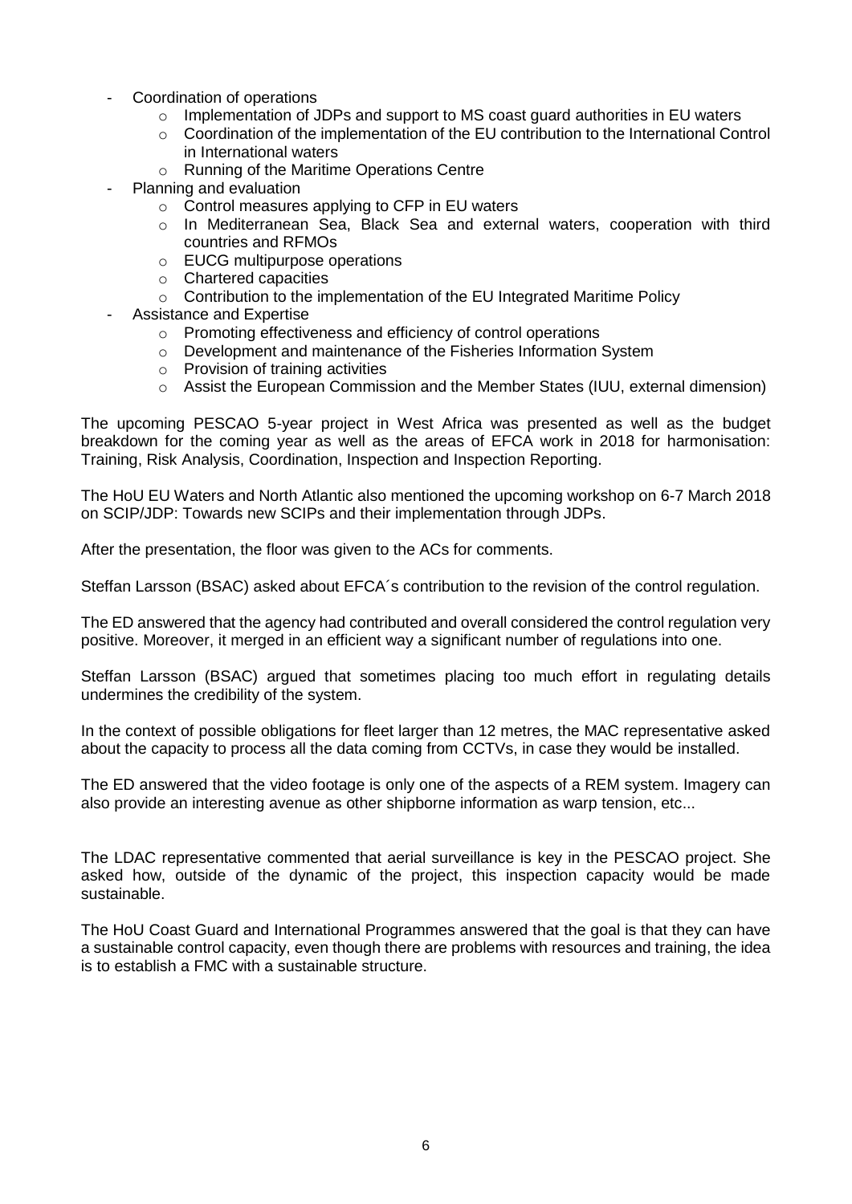- Coordination of operations
    - Implementation of JDPs and support to MS coast guard authorities in EU waters
    - Coordination of the implementation of the EU contribution to the International Control in International waters
    - Running of the Maritime Operations Centre
- Planning and evaluation
    - Control measures applying to CFP in EU waters
    - In Mediterranean Sea, Black Sea and external waters, cooperation with third countries and RFMOs
    - EUCG multipurpose operations
    - Chartered capacities
    - Contribution to the implementation of the EU Integrated Maritime Policy
- Assistance and Expertise
    - Promoting effectiveness and efficiency of control operations
    - Development and maintenance of the Fisheries Information System
    - Provision of training activities
    - Assist the European Commission and the Member States (IUU, external dimension)

The upcoming PESCAO 5-year project in West Africa was presented as well as the budget breakdown for the coming year as well as the areas of EFCA work in 2018 for harmonisation: Training, Risk Analysis, Coordination, Inspection and Inspection Reporting.

The HoU EU Waters and North Atlantic also mentioned the upcoming workshop on 6-7 March 2018 on SCIP/JDP: Towards new SCIPs and their implementation through JDPs.

After the presentation, the floor was given to the ACs for comments.

Steffan Larsson (BSAC) asked about EFCA´s contribution to the revision of the control regulation.

The ED answered that the agency had contributed and overall considered the control regulation very positive. Moreover, it merged in an efficient way a significant number of regulations into one.

Steffan Larsson (BSAC) argued that sometimes placing too much effort in regulating details undermines the credibility of the system.

In the context of possible obligations for fleet larger than 12 metres, the MAC representative asked about the capacity to process all the data coming from CCTVs, in case they would be installed.

The ED answered that the video footage is only one of the aspects of a REM system. Imagery can also provide an interesting avenue as other shipborne information as warp tension, etc...

The LDAC representative commented that aerial surveillance is key in the PESCAO project. She asked how, outside of the dynamic of the project, this inspection capacity would be made sustainable.

The HoU Coast Guard and International Programmes answered that the goal is that they can have a sustainable control capacity, even though there are problems with resources and training, the idea is to establish a FMC with a sustainable structure.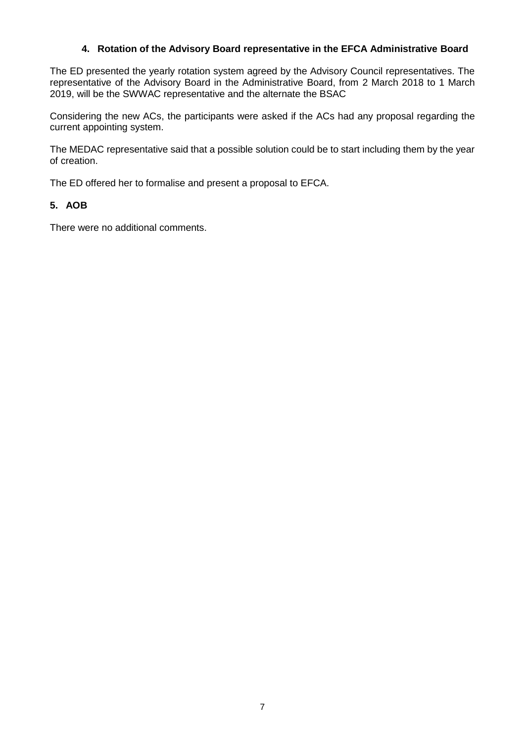## 4. Rotation of the Advisory Board representative in the EFCA Administrative Board

The ED presented the yearly rotation system agreed by the Advisory Council representatives. The representative of the Advisory Board in the Administrative Board, from 2 March 2018 to 1 March 2019, will be the SWWAC representative and the alternate the BSAC

Considering the new ACs, the participants were asked if the ACs had any proposal regarding the current appointing system.

The MEDAC representative said that a possible solution could be to start including them by the year of creation.

The ED offered her to formalise and present a proposal to EFCA.

## 5. AOB

There were no additional comments.